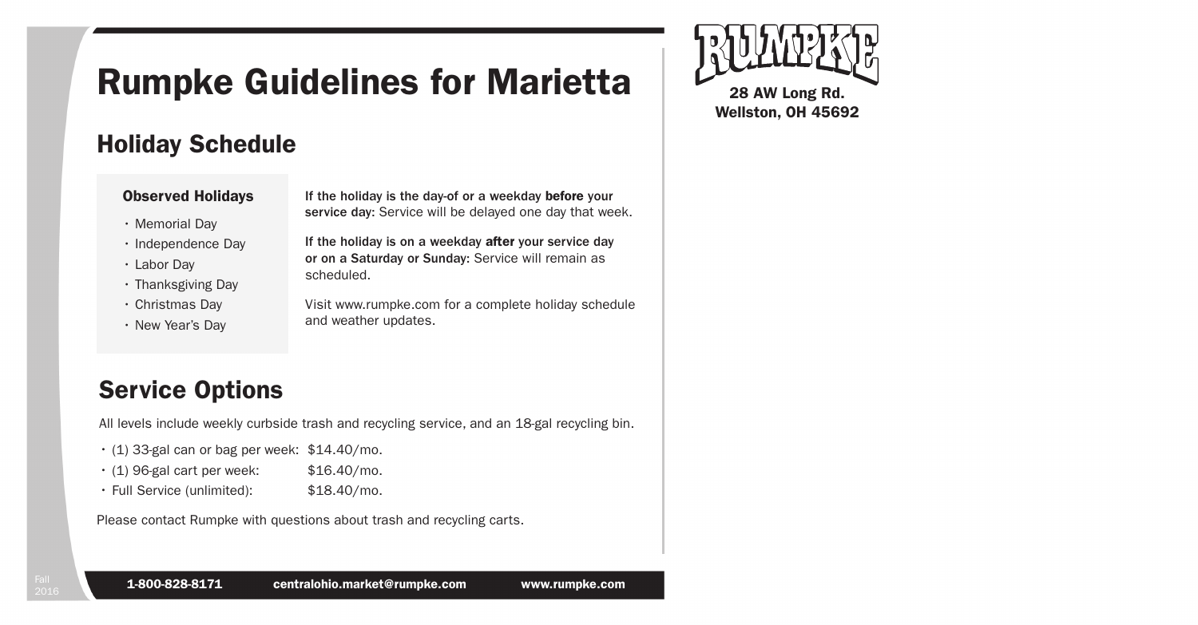# Rumpke Guidelines for Marietta

RUMPKE

28 AW Long Rd.
Wellston, OH 45692

## Holiday Schedule

### Observed Holidays

- Memorial Day
- Independence Day
- Labor Day
- Thanksgiving Day
- Christmas Day
- New Year's Day

**If the holiday is the day-of or a weekday before your service day:** Service will be delayed one day that week.

**If the holiday is on a weekday after your service day or on a Saturday or Sunday:** Service will remain as scheduled.

Visit www.rumpke.com for a complete holiday schedule and weather updates.

## Service Options

All levels include weekly curbside trash and recycling service, and an 18-gal recycling bin.

- (1) 33-gal can or bag per week: $14.40/mo.
- (1) 96-gal cart per week: $16.40/mo.
- Full Service (unlimited): $18.40/mo.

Please contact Rumpke with questions about trash and recycling carts.

Fall 2016

**1-800-828-8171** **centralohio.market@rumpke.com** **www.rumpke.com**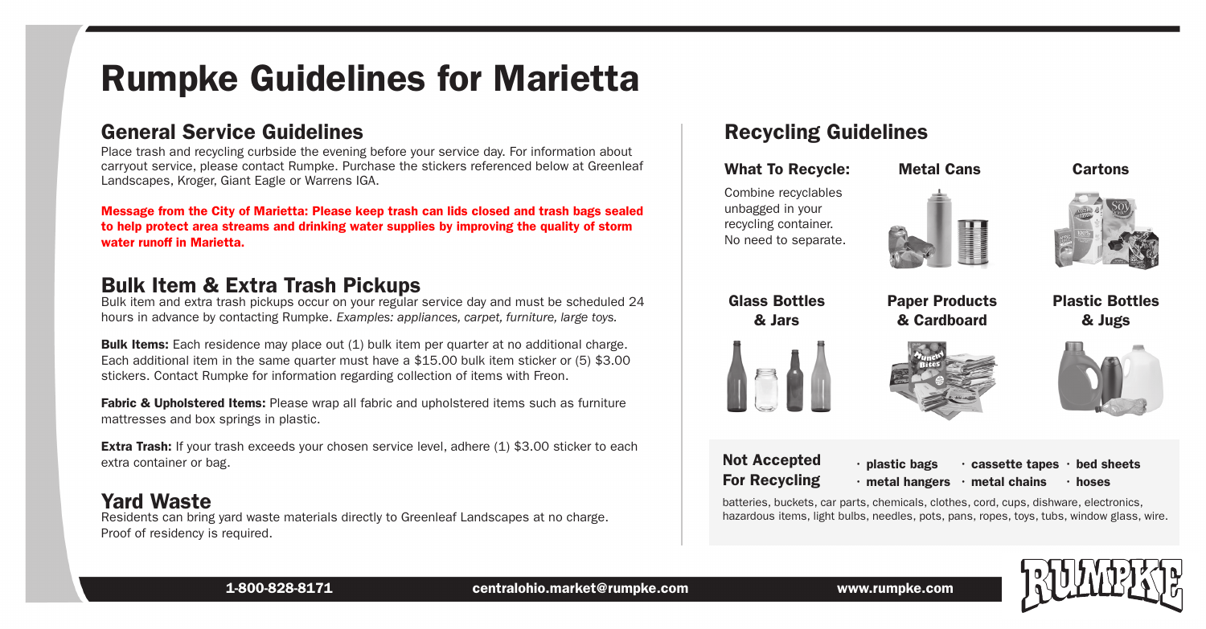# Rumpke Guidelines for Marietta

## General Service Guidelines

Place trash and recycling curbside the evening before your service day. For information about carryout service, please contact Rumpke. Purchase the stickers referenced below at Greenleaf Landscapes, Kroger, Giant Eagle or Warrens IGA.

**Message from the City of Marietta: Please keep trash can lids closed and trash bags sealed to help protect area streams and drinking water supplies by improving the quality of storm water runoff in Marietta.**

## Bulk Item & Extra Trash Pickups

Bulk item and extra trash pickups occur on your regular service day and must be scheduled 24 hours in advance by contacting Rumpke. *Examples: appliances, carpet, furniture, large toys.*

**Bulk Items:** Each residence may place out (1) bulk item per quarter at no additional charge. Each additional item in the same quarter must have a $15.00 bulk item sticker or (5) $3.00 stickers. Contact Rumpke for information regarding collection of items with Freon.

**Fabric & Upholstered Items:** Please wrap all fabric and upholstered items such as furniture mattresses and box springs in plastic.

**Extra Trash:** If your trash exceeds your chosen service level, adhere (1) $3.00 sticker to each extra container or bag.

## Yard Waste

Residents can bring yard waste materials directly to Greenleaf Landscapes at no charge. Proof of residency is required.

## Recycling Guidelines

### What To Recycle:

Combine recyclables unbagged in your recycling container. No need to separate.

- **Metal Cans**
- **Cartons**
- **Glass Bottles & Jars**
- **Paper Products & Cardboard**
- **Plastic Bottles & Jugs**

### Not Accepted For Recycling

- **plastic bags**
- **cassette tapes**
- **bed sheets**
- **metal hangers**
- **metal chains**
- **hoses**

batteries, buckets, car parts, chemicals, clothes, cord, cups, dishware, electronics, hazardous items, light bulbs, needles, pots, pans, ropes, toys, tubs, window glass, wire.

1-800-828-8171 centralohio.market@rumpke.com www.rumpke.com